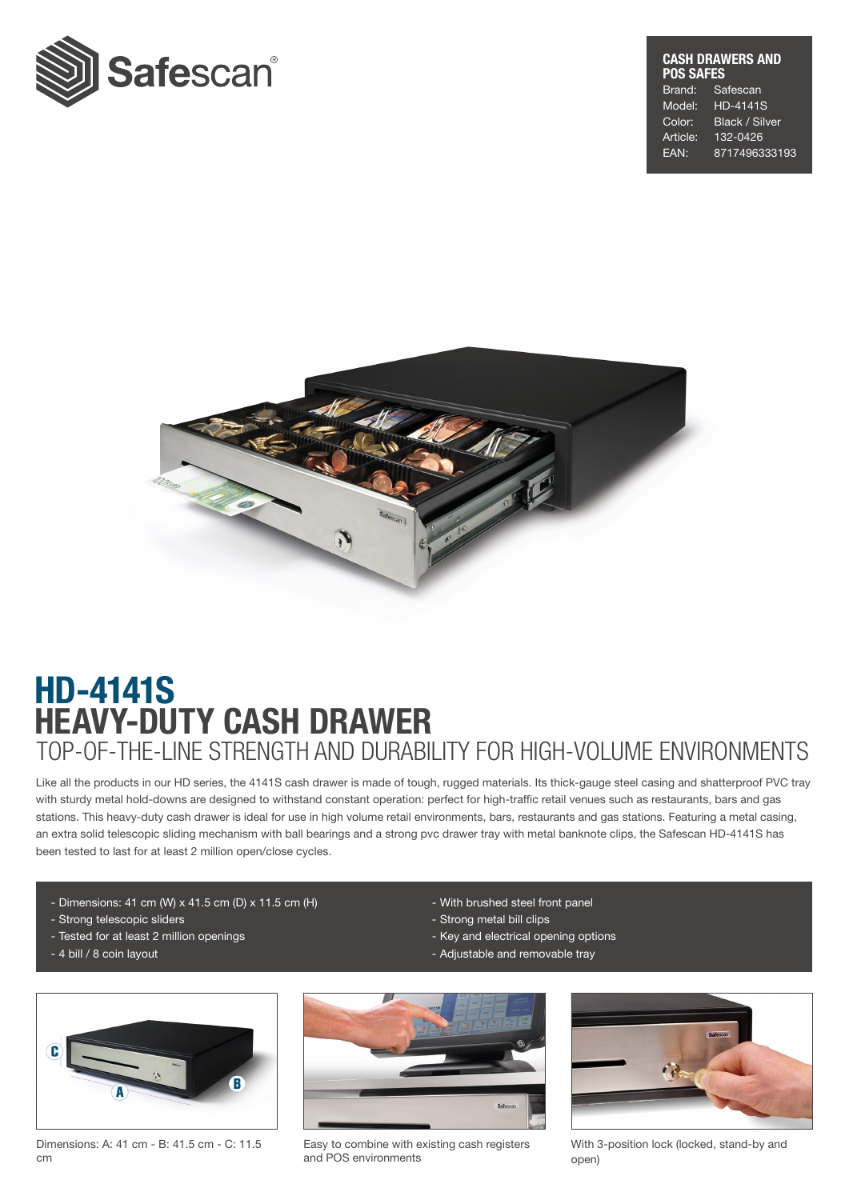Safescan®

**CASH DRAWERS AND POS SAFES**

| | |
|---|---|
| Brand: | Safescan |
| Model: | HD-4141S |
| Color: | Black / Silver |
| Article: | 132-0426 |
| EAN: | 8717496333193 |

# HD-4141S
# HEAVY-DUTY CASH DRAWER
## TOP-OF-THE-LINE STRENGTH AND DURABILITY FOR HIGH-VOLUME ENVIRONMENTS

Like all the products in our HD series, the 4141S cash drawer is made of tough, rugged materials. Its thick-gauge steel casing and shatterproof PVC tray with sturdy metal hold-downs are designed to withstand constant operation: perfect for high-traffic retail venues such as restaurants, bars and gas stations. This heavy-duty cash drawer is ideal for use in high volume retail environments, bars, restaurants and gas stations. Featuring a metal casing, an extra solid telescopic sliding mechanism with ball bearings and a strong pvc drawer tray with metal banknote clips, the Safescan HD-4141S has been tested to last for at least 2 million open/close cycles.

- Dimensions: 41 cm (W) x 41.5 cm (D) x 11.5 cm (H)
- Strong telescopic sliders
- Tested for at least 2 million openings
- 4 bill / 8 coin layout
- With brushed steel front panel
- Strong metal bill clips
- Key and electrical opening options
- Adjustable and removable tray

Dimensions: A: 41 cm - B: 41.5 cm - C: 11.5 cm

Easy to combine with existing cash registers and POS environments

With 3-position lock (locked, stand-by and open)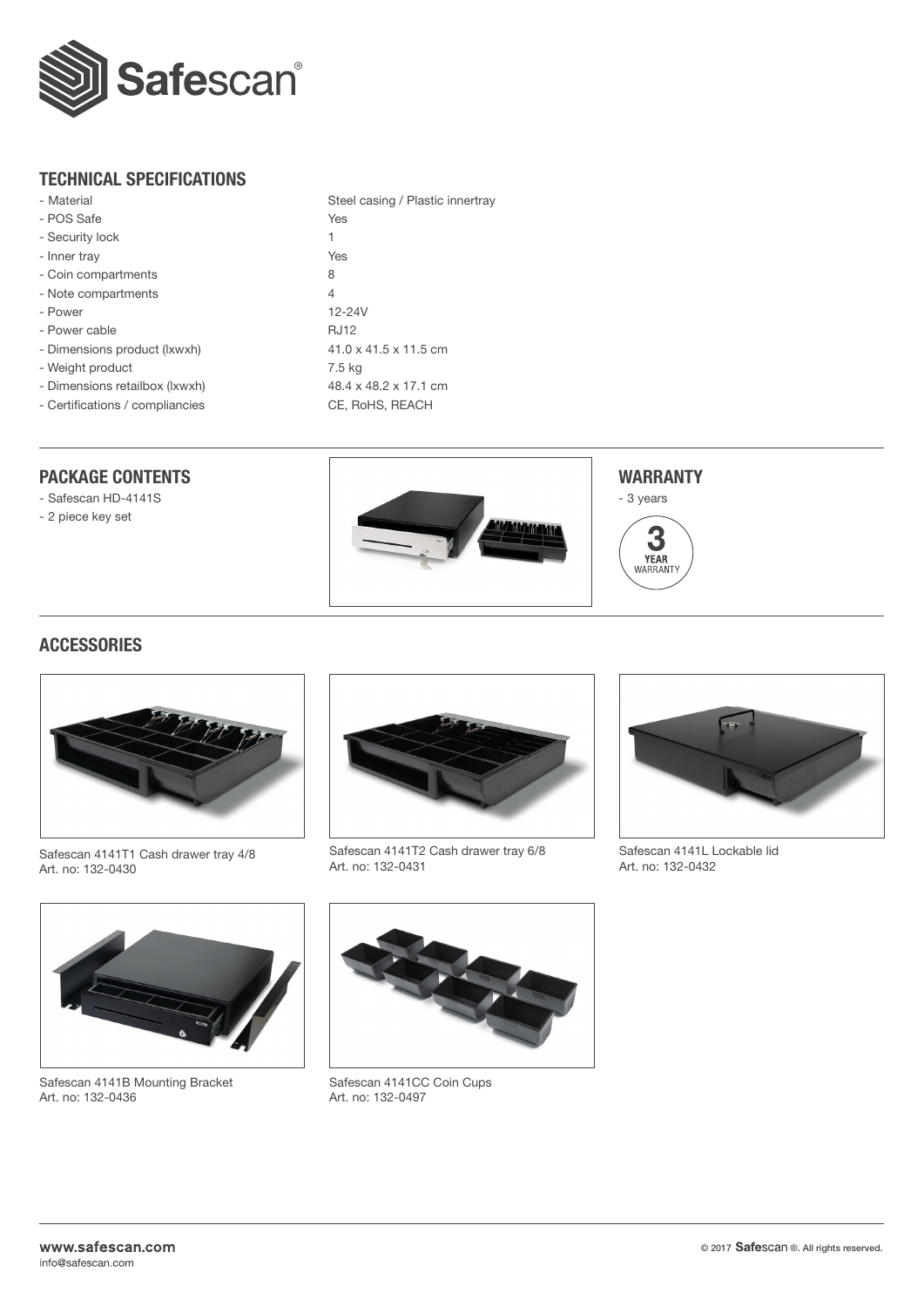## TECHNICAL SPECIFICATIONS

| | |
|---|---|
| - Material | Steel casing / Plastic innertray |
| - POS Safe | Yes |
| - Security lock | 1 |
| - Inner tray | Yes |
| - Coin compartments | 8 |
| - Note compartments | 4 |
| - Power | 12-24V |
| - Power cable | RJ12 |
| - Dimensions product (lxwxh) | 41.0 x 41.5 x 11.5 cm |
| - Weight product | 7.5 kg |
| - Dimensions retailbox (lxwxh) | 48.4 x 48.2 x 17.1 cm |
| - Certifications / compliancies | CE, RoHS, REACH |

## PACKAGE CONTENTS

- Safescan HD-4141S
- 2 piece key set

## WARRANTY

- 3 years

3 YEAR WARRANTY

## ACCESSORIES

Safescan 4141T1 Cash drawer tray 4/8
Art. no: 132-0430

Safescan 4141T2 Cash drawer tray 6/8
Art. no: 132-0431

Safescan 4141L Lockable lid
Art. no: 132-0432

Safescan 4141B Mounting Bracket
Art. no: 132-0436

Safescan 4141CC Coin Cups
Art. no: 132-0497

**www.safescan.com**
info@safescan.com

© 2017 Safescan ®. All rights reserved.